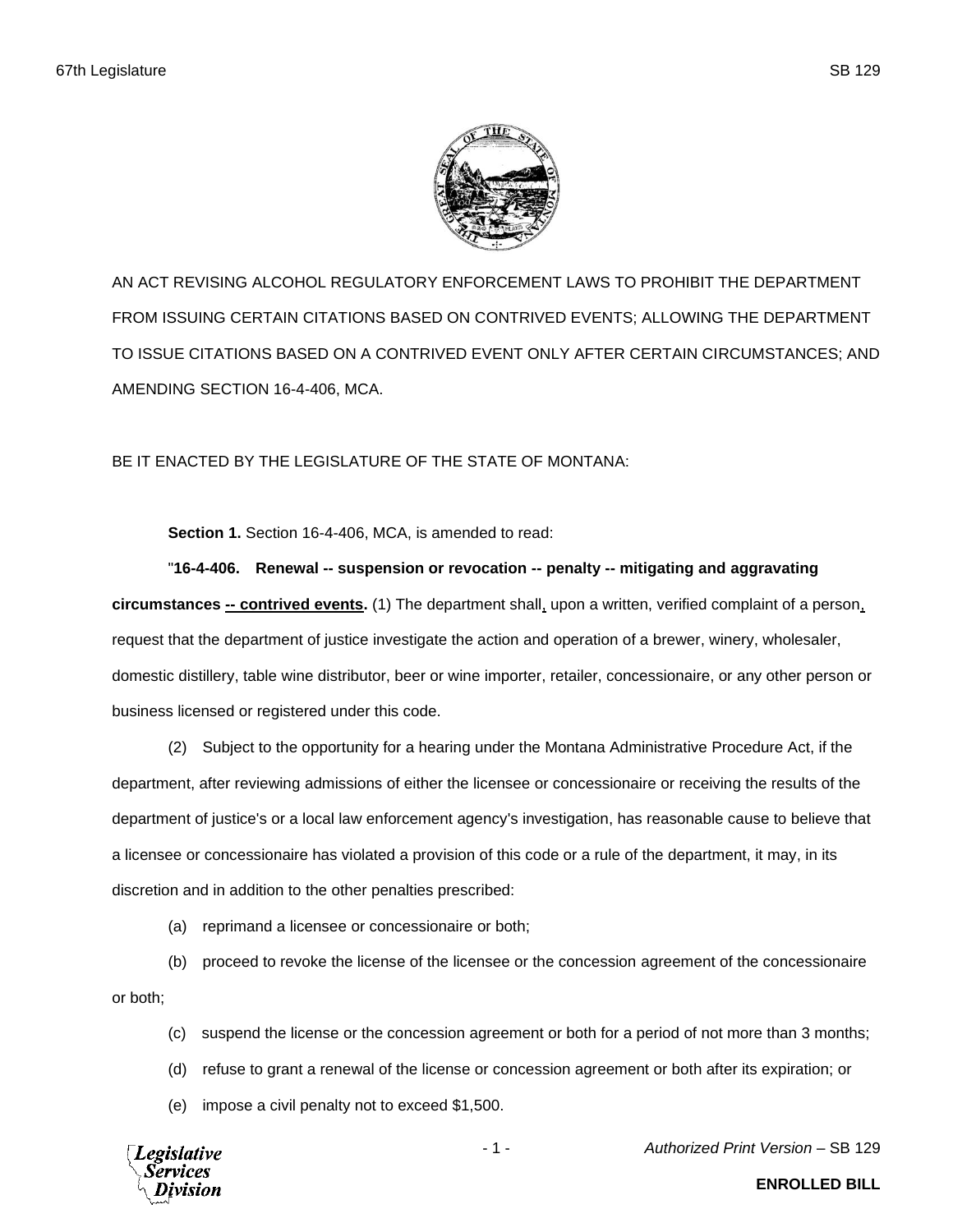AN ACT REVISING ALCOHOL REGULATORY ENFORCEMENT LAWS TO PROHIBIT THE DEPARTMENT FROM ISSUING CERTAIN CITATIONS BASED ON CONTRIVED EVENTS; ALLOWING THE DEPARTMENT TO ISSUE CITATIONS BASED ON A CONTRIVED EVENT ONLY AFTER CERTAIN CIRCUMSTANCES; AND AMENDING SECTION 16-4-406, MCA.

BE IT ENACTED BY THE LEGISLATURE OF THE STATE OF MONTANA:

**Section 1.** Section 16-4-406, MCA, is amended to read:

"**16-4-406. Renewal -- suspension or revocation -- penalty -- mitigating and aggravating circumstances <u>-- contrived events</u>.** (1) The department shall<u>,</u> upon a written, verified complaint of a person<u>,</u> request that the department of justice investigate the action and operation of a brewer, winery, wholesaler, domestic distillery, table wine distributor, beer or wine importer, retailer, concessionaire, or any other person or business licensed or registered under this code.

(2) Subject to the opportunity for a hearing under the Montana Administrative Procedure Act, if the department, after reviewing admissions of either the licensee or concessionaire or receiving the results of the department of justice's or a local law enforcement agency's investigation, has reasonable cause to believe that a licensee or concessionaire has violated a provision of this code or a rule of the department, it may, in its discretion and in addition to the other penalties prescribed:

(a) reprimand a licensee or concessionaire or both;

(b) proceed to revoke the license of the licensee or the concession agreement of the concessionaire or both;

(c) suspend the license or the concession agreement or both for a period of not more than 3 months;

(d) refuse to grant a renewal of the license or concession agreement or both after its expiration; or

(e) impose a civil penalty not to exceed $1,500.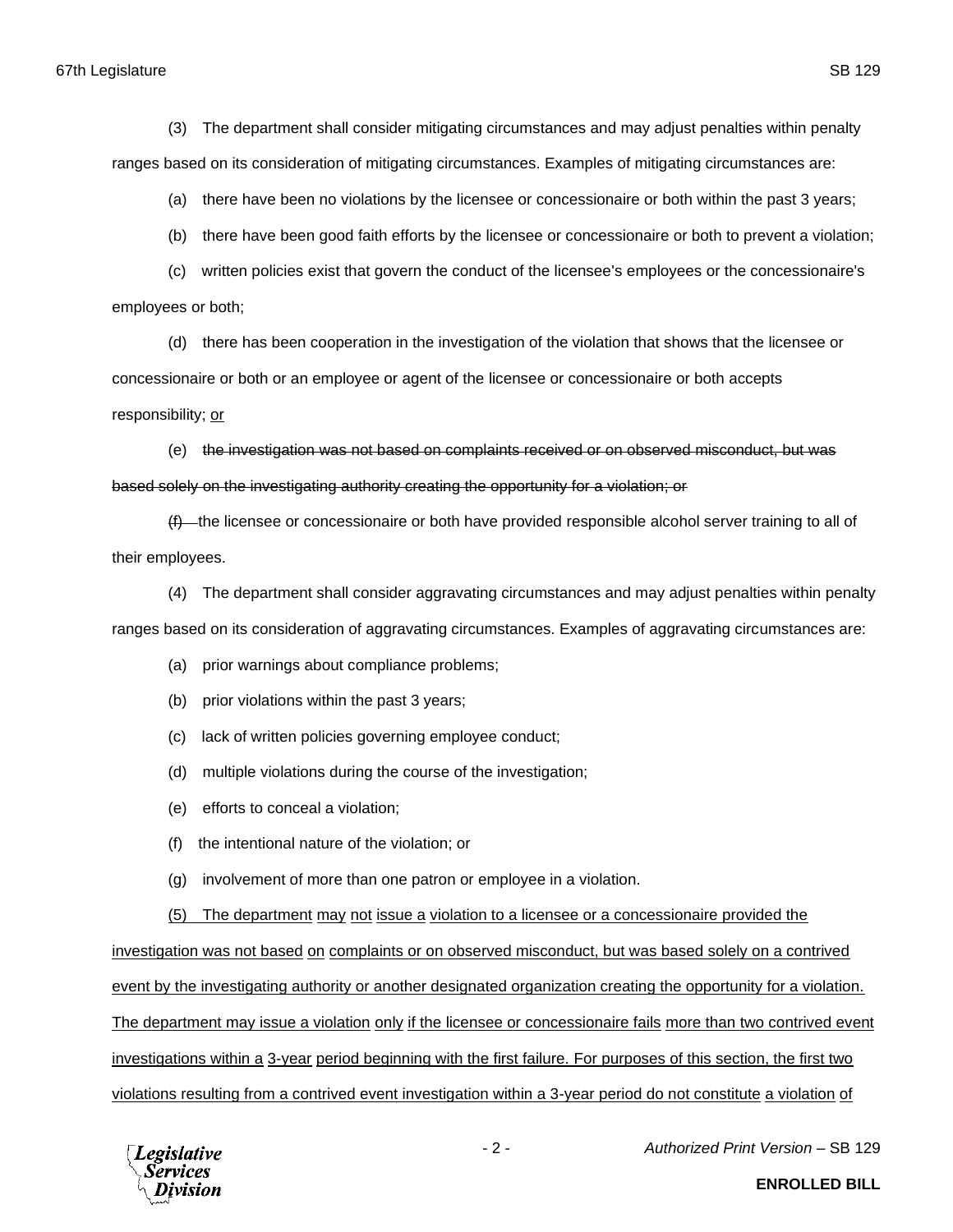(3) The department shall consider mitigating circumstances and may adjust penalties within penalty ranges based on its consideration of mitigating circumstances. Examples of mitigating circumstances are:

(a) there have been no violations by the licensee or concessionaire or both within the past 3 years;

(b) there have been good faith efforts by the licensee or concessionaire or both to prevent a violation;

(c) written policies exist that govern the conduct of the licensee's employees or the concessionaire's employees or both;

(d) there has been cooperation in the investigation of the violation that shows that the licensee or concessionaire or both or an employee or agent of the licensee or concessionaire or both accepts responsibility; <u>or</u>

(e) ~~the investigation was not based on complaints received or on observed misconduct, but was based solely on the investigating authority creating the opportunity for a violation; or~~

~~(f)~~ the licensee or concessionaire or both have provided responsible alcohol server training to all of their employees.

(4) The department shall consider aggravating circumstances and may adjust penalties within penalty ranges based on its consideration of aggravating circumstances. Examples of aggravating circumstances are:

(a) prior warnings about compliance problems;

(b) prior violations within the past 3 years;

(c) lack of written policies governing employee conduct;

(d) multiple violations during the course of the investigation;

(e) efforts to conceal a violation;

(f) the intentional nature of the violation; or

(g) involvement of more than one patron or employee in a violation.

<u>(5) The department may not issue a violation to a licensee or a concessionaire provided the investigation was not based on complaints or on observed misconduct, but was based solely on a contrived event by the investigating authority or another designated organization creating the opportunity for a violation. The department may issue a violation only if the licensee or concessionaire fails more than two contrived event investigations within a 3-year period beginning with the first failure. For purposes of this section, the first two violations resulting from a contrived event investigation within a 3-year period do not constitute a violation of</u>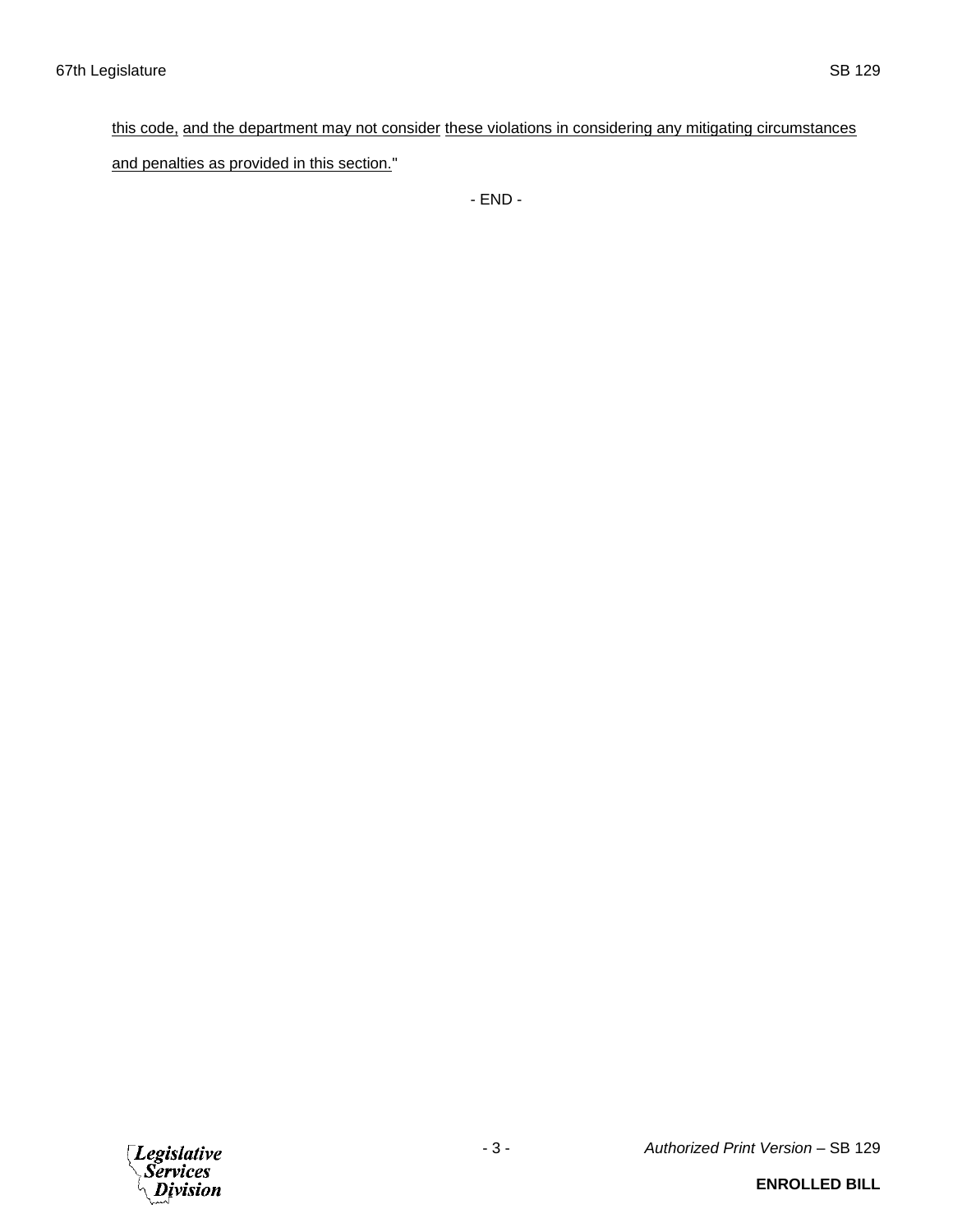this code, and the department may not consider these violations in considering any mitigating circumstances and penalties as provided in this section."

- END -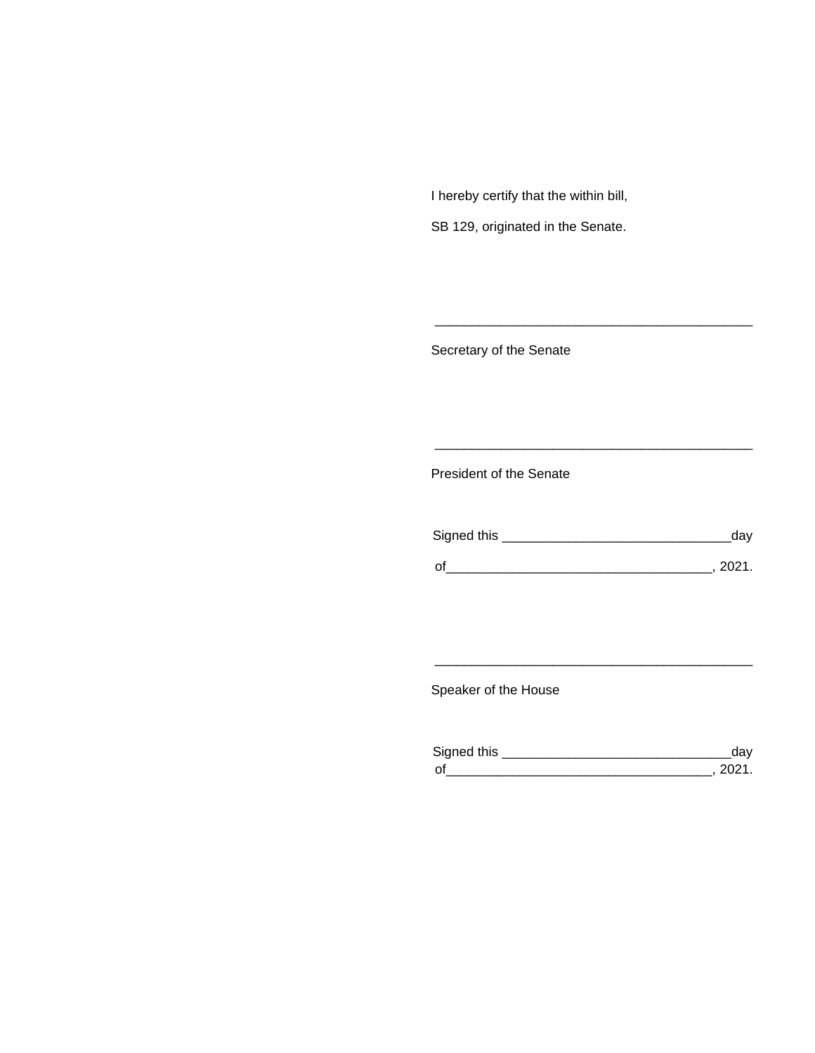I hereby certify that the within bill,

SB 129, originated in the Senate.

\_\_\_\_\_\_\_\_\_\_\_\_\_\_\_\_\_\_\_\_\_\_\_\_\_\_\_\_\_\_\_\_\_\_\_\_\_\_\_\_\_\_\_

Secretary of the Senate

\_\_\_\_\_\_\_\_\_\_\_\_\_\_\_\_\_\_\_\_\_\_\_\_\_\_\_\_\_\_\_\_\_\_\_\_\_\_\_\_\_\_\_

President of the Senate

Signed this \_\_\_\_\_\_\_\_\_\_\_\_\_\_\_\_\_\_\_\_\_\_\_\_\_\_\_\_\_\_day

of\_\_\_\_\_\_\_\_\_\_\_\_\_\_\_\_\_\_\_\_\_\_\_\_\_\_\_\_\_\_\_\_\_\_\_, 2021.

\_\_\_\_\_\_\_\_\_\_\_\_\_\_\_\_\_\_\_\_\_\_\_\_\_\_\_\_\_\_\_\_\_\_\_\_\_\_\_\_\_\_\_

Speaker of the House

Signed this \_\_\_\_\_\_\_\_\_\_\_\_\_\_\_\_\_\_\_\_\_\_\_\_\_\_\_\_\_\_day

of\_\_\_\_\_\_\_\_\_\_\_\_\_\_\_\_\_\_\_\_\_\_\_\_\_\_\_\_\_\_\_\_\_\_\_, 2021.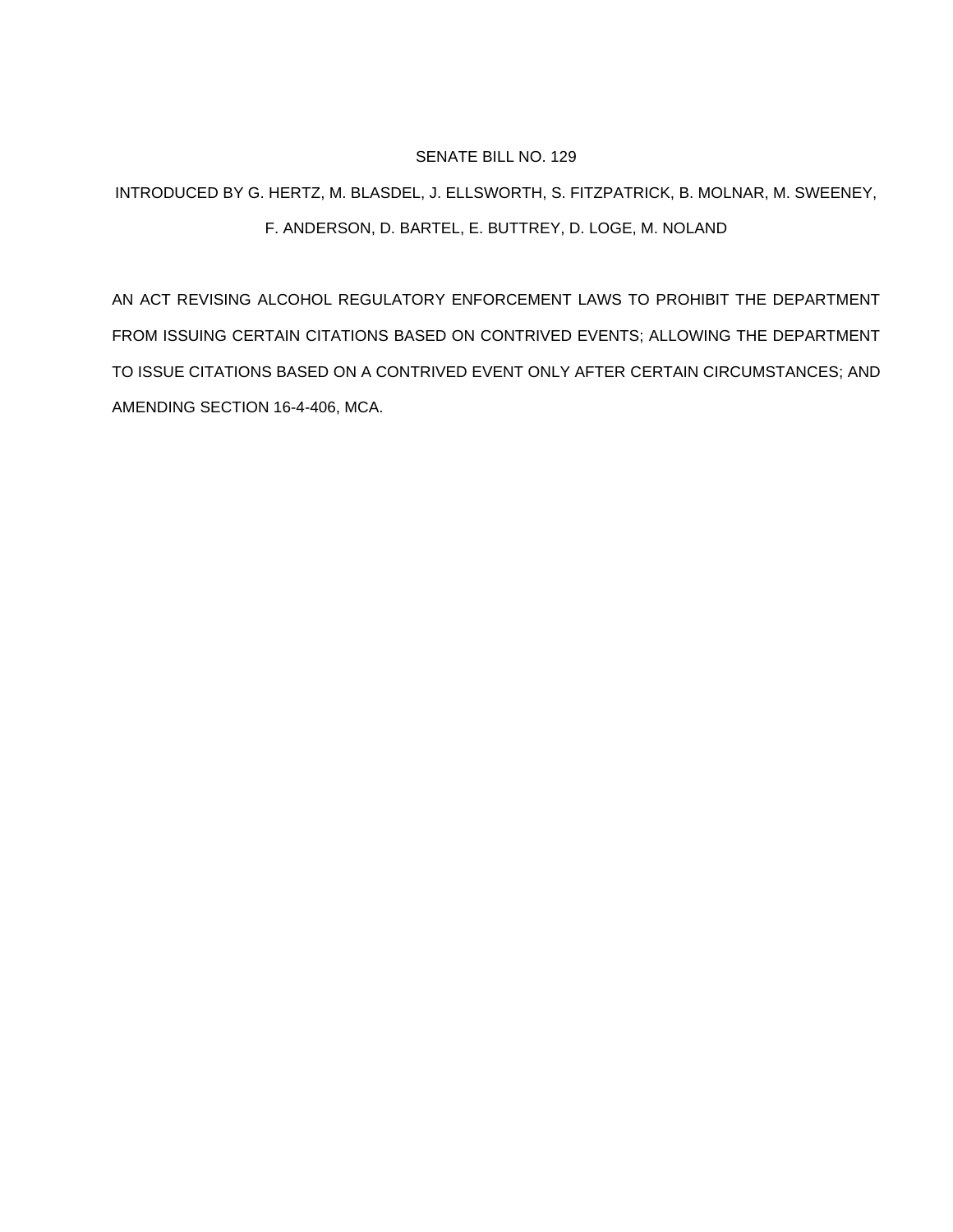SENATE BILL NO. 129

INTRODUCED BY G. HERTZ, M. BLASDEL, J. ELLSWORTH, S. FITZPATRICK, B. MOLNAR, M. SWEENEY, F. ANDERSON, D. BARTEL, E. BUTTREY, D. LOGE, M. NOLAND

AN ACT REVISING ALCOHOL REGULATORY ENFORCEMENT LAWS TO PROHIBIT THE DEPARTMENT FROM ISSUING CERTAIN CITATIONS BASED ON CONTRIVED EVENTS; ALLOWING THE DEPARTMENT TO ISSUE CITATIONS BASED ON A CONTRIVED EVENT ONLY AFTER CERTAIN CIRCUMSTANCES; AND AMENDING SECTION 16-4-406, MCA.